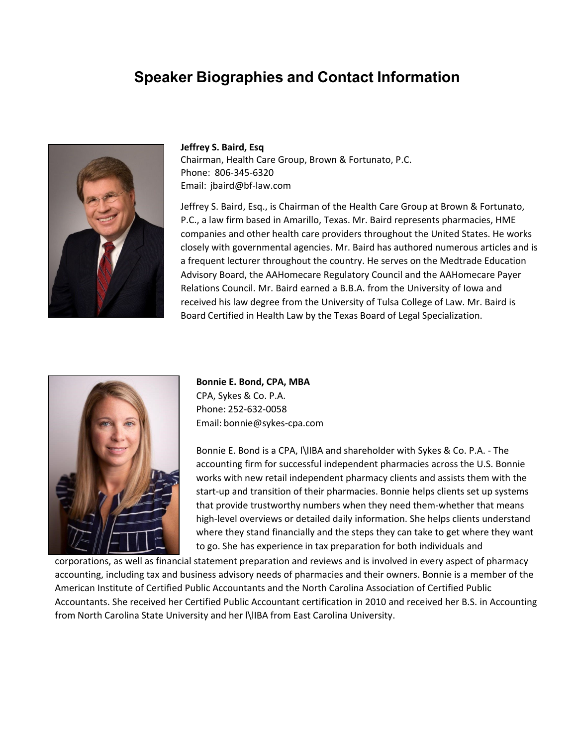# Speaker Biographies and Contact Information

**Jeffrey S. Baird, Esq**
Chairman, Health Care Group, Brown & Fortunato, P.C.
Phone: 806-345-6320
Email: jbaird@bf-law.com

Jeffrey S. Baird, Esq., is Chairman of the Health Care Group at Brown & Fortunato, P.C., a law firm based in Amarillo, Texas. Mr. Baird represents pharmacies, HME companies and other health care providers throughout the United States. He works closely with governmental agencies. Mr. Baird has authored numerous articles and is a frequent lecturer throughout the country. He serves on the Medtrade Education Advisory Board, the AAHomecare Regulatory Council and the AAHomecare Payer Relations Council. Mr. Baird earned a B.B.A. from the University of Iowa and received his law degree from the University of Tulsa College of Law. Mr. Baird is Board Certified in Health Law by the Texas Board of Legal Specialization.

**Bonnie E. Bond, CPA, MBA**
CPA, Sykes & Co. P.A.
Phone: 252-632-0058
Email: bonnie@sykes-cpa.com

Bonnie E. Bond is a CPA, l\IIBA and shareholder with Sykes & Co. P.A. - The accounting firm for successful independent pharmacies across the U.S. Bonnie works with new retail independent pharmacy clients and assists them with the start-up and transition of their pharmacies. Bonnie helps clients set up systems that provide trustworthy numbers when they need them-whether that means high-level overviews or detailed daily information. She helps clients understand where they stand financially and the steps they can take to get where they want to go. She has experience in tax preparation for both individuals and corporations, as well as financial statement preparation and reviews and is involved in every aspect of pharmacy accounting, including tax and business advisory needs of pharmacies and their owners. Bonnie is a member of the American Institute of Certified Public Accountants and the North Carolina Association of Certified Public Accountants. She received her Certified Public Accountant certification in 2010 and received her B.S. in Accounting from North Carolina State University and her l\IIBA from East Carolina University.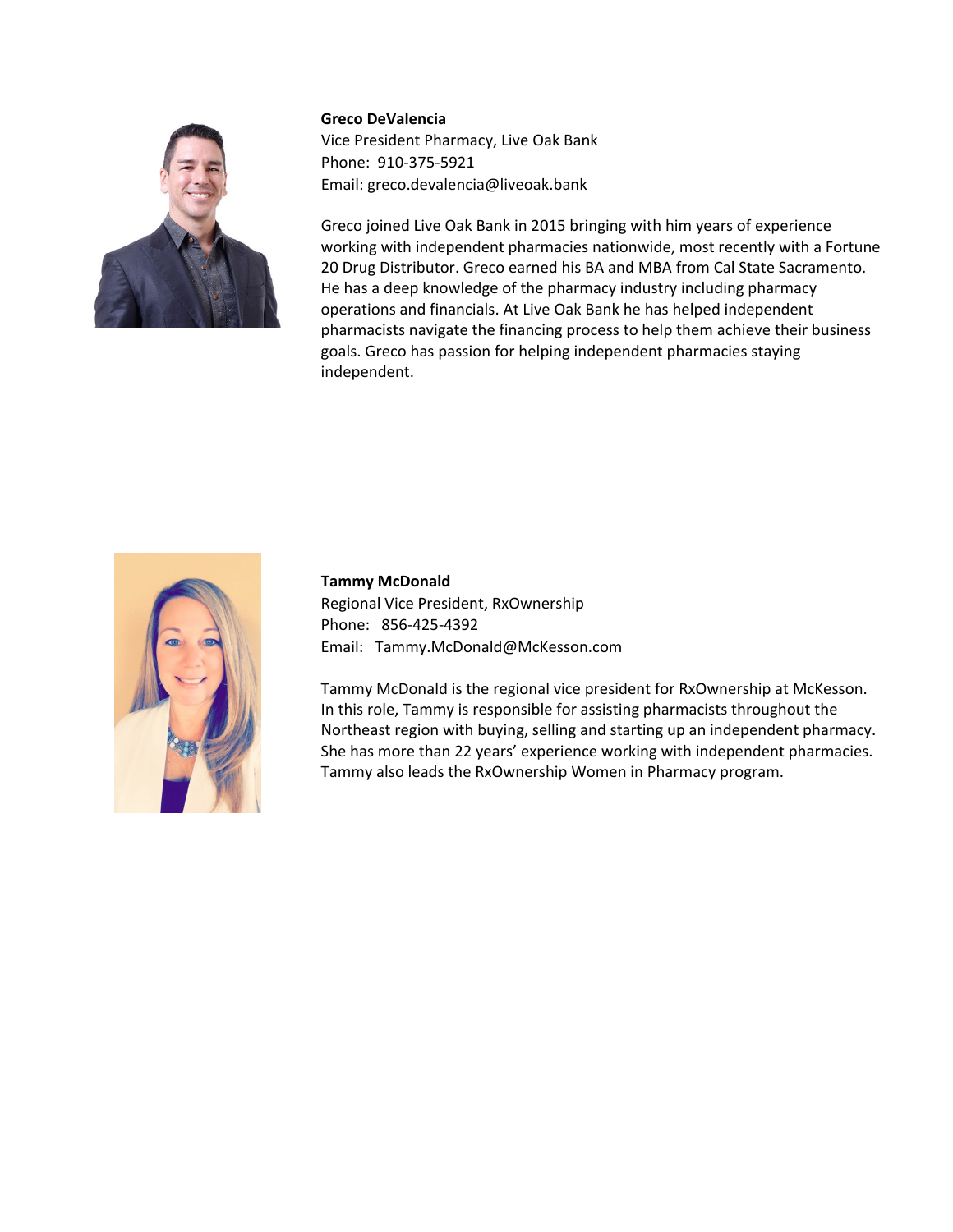**Greco DeValencia**
Vice President Pharmacy, Live Oak Bank
Phone: 910-375-5921
Email: greco.devalencia@liveoak.bank

Greco joined Live Oak Bank in 2015 bringing with him years of experience working with independent pharmacies nationwide, most recently with a Fortune 20 Drug Distributor. Greco earned his BA and MBA from Cal State Sacramento. He has a deep knowledge of the pharmacy industry including pharmacy operations and financials. At Live Oak Bank he has helped independent pharmacists navigate the financing process to help them achieve their business goals. Greco has passion for helping independent pharmacies staying independent.

**Tammy McDonald**
Regional Vice President, RxOwnership
Phone: 856-425-4392
Email: Tammy.McDonald@McKesson.com

Tammy McDonald is the regional vice president for RxOwnership at McKesson. In this role, Tammy is responsible for assisting pharmacists throughout the Northeast region with buying, selling and starting up an independent pharmacy. She has more than 22 years' experience working with independent pharmacies. Tammy also leads the RxOwnership Women in Pharmacy program.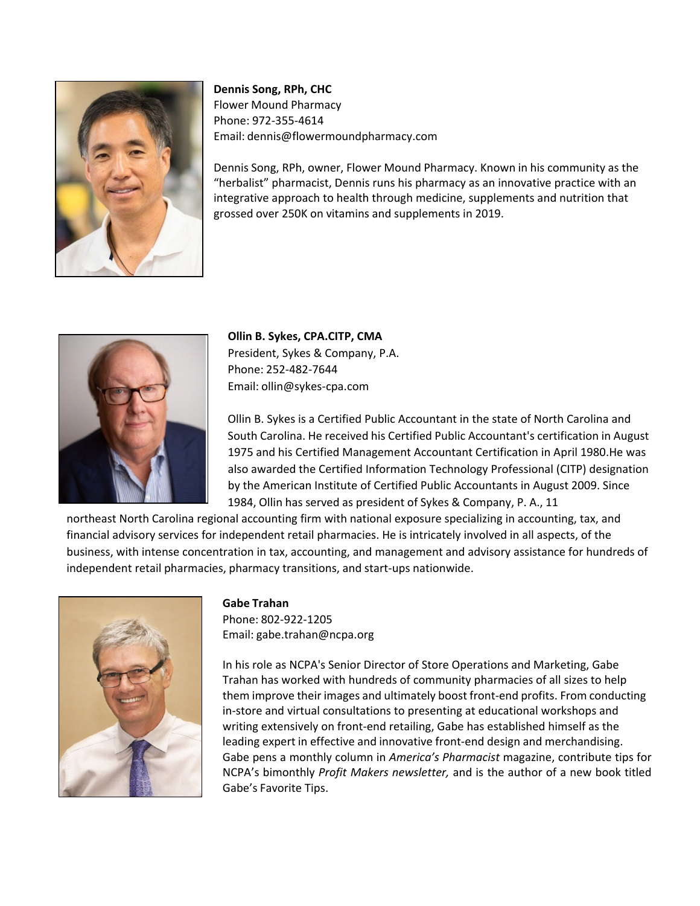**Dennis Song, RPh, CHC**
Flower Mound Pharmacy
Phone: 972-355-4614
Email: dennis@flowermoundpharmacy.com

Dennis Song, RPh, owner, Flower Mound Pharmacy. Known in his community as the "herbalist" pharmacist, Dennis runs his pharmacy as an innovative practice with an integrative approach to health through medicine, supplements and nutrition that grossed over 250K on vitamins and supplements in 2019.

**Ollin B. Sykes, CPA.CITP, CMA**
President, Sykes & Company, P.A.
Phone: 252-482-7644
Email: ollin@sykes-cpa.com

Ollin B. Sykes is a Certified Public Accountant in the state of North Carolina and South Carolina. He received his Certified Public Accountant's certification in August 1975 and his Certified Management Accountant Certification in April 1980.He was also awarded the Certified Information Technology Professional (CITP) designation by the American Institute of Certified Public Accountants in August 2009. Since 1984, Ollin has served as president of Sykes & Company, P. A., 11 northeast North Carolina regional accounting firm with national exposure specializing in accounting, tax, and financial advisory services for independent retail pharmacies. He is intricately involved in all aspects, of the business, with intense concentration in tax, accounting, and management and advisory assistance for hundreds of independent retail pharmacies, pharmacy transitions, and start-ups nationwide.

**Gabe Trahan**
Phone: 802-922-1205
Email: gabe.trahan@ncpa.org

In his role as NCPA's Senior Director of Store Operations and Marketing, Gabe Trahan has worked with hundreds of community pharmacies of all sizes to help them improve their images and ultimately boost front-end profits. From conducting in-store and virtual consultations to presenting at educational workshops and writing extensively on front-end retailing, Gabe has established himself as the leading expert in effective and innovative front-end design and merchandising. Gabe pens a monthly column in *America's Pharmacist* magazine, contribute tips for NCPA's bimonthly *Profit Makers newsletter,* and is the author of a new book titled Gabe's Favorite Tips.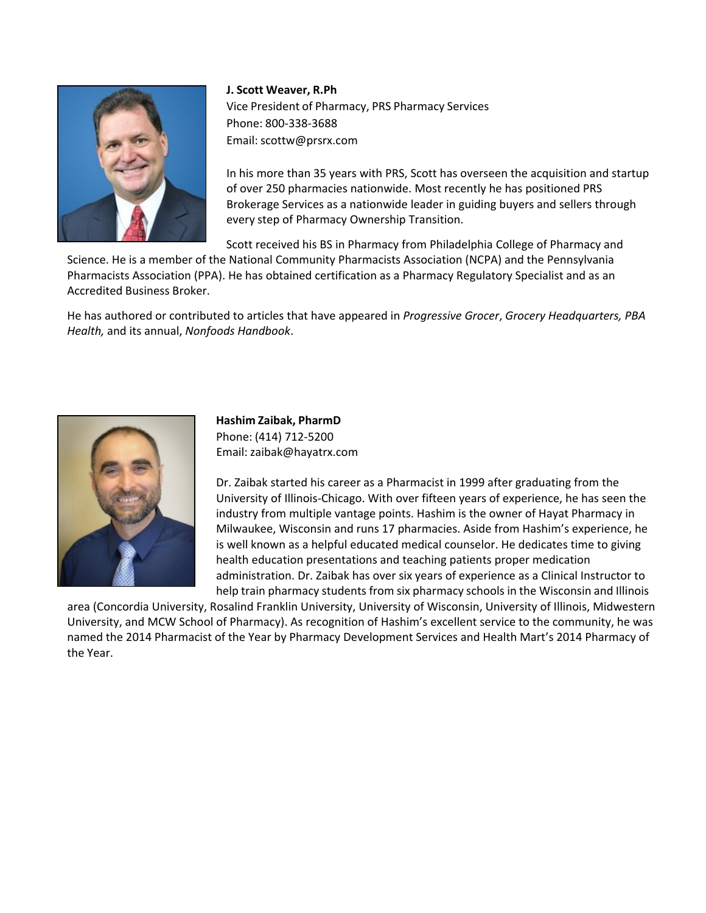**J. Scott Weaver, R.Ph**
Vice President of Pharmacy, PRS Pharmacy Services
Phone: 800-338-3688
Email: scottw@prsrx.com

In his more than 35 years with PRS, Scott has overseen the acquisition and startup of over 250 pharmacies nationwide. Most recently he has positioned PRS Brokerage Services as a nationwide leader in guiding buyers and sellers through every step of Pharmacy Ownership Transition.

Scott received his BS in Pharmacy from Philadelphia College of Pharmacy and Science. He is a member of the National Community Pharmacists Association (NCPA) and the Pennsylvania Pharmacists Association (PPA). He has obtained certification as a Pharmacy Regulatory Specialist and as an Accredited Business Broker.

He has authored or contributed to articles that have appeared in *Progressive Grocer*, *Grocery Headquarters, PBA Health,* and its annual, *Nonfoods Handbook*.

**Hashim Zaibak, PharmD**
Phone: (414) 712-5200
Email: zaibak@hayatrx.com

Dr. Zaibak started his career as a Pharmacist in 1999 after graduating from the University of Illinois-Chicago. With over fifteen years of experience, he has seen the industry from multiple vantage points. Hashim is the owner of Hayat Pharmacy in Milwaukee, Wisconsin and runs 17 pharmacies. Aside from Hashim's experience, he is well known as a helpful educated medical counselor. He dedicates time to giving health education presentations and teaching patients proper medication administration. Dr. Zaibak has over six years of experience as a Clinical Instructor to help train pharmacy students from six pharmacy schools in the Wisconsin and Illinois area (Concordia University, Rosalind Franklin University, University of Wisconsin, University of Illinois, Midwestern University, and MCW School of Pharmacy). As recognition of Hashim's excellent service to the community, he was named the 2014 Pharmacist of the Year by Pharmacy Development Services and Health Mart's 2014 Pharmacy of the Year.